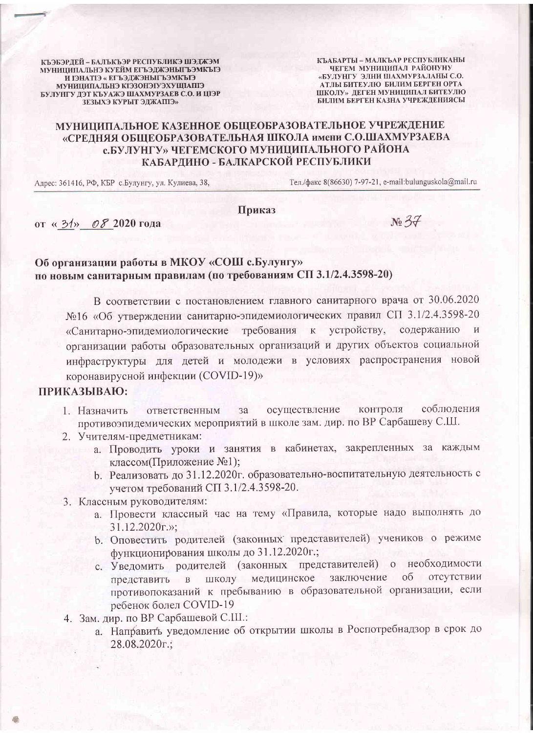КЪЭБЭРДЕЙ – БАЛЪКЪЭР РЕСПУБЛИКЭ ШЭДЖЭМ МУНИЦИПАЛЬНЭ КУЕЙМ ЕГЪЭДЖЭНЫГЪЭМКЪЭ И ГЭНАТIЭ « ЕГЪЭДЖЭНЫГЪЭМКЪЭ МУНИЦИПАЛЬНЭ КIЭЗОНЭIУЭХУЩIАПIЭ БУЛУНГУ ДЭТ КЪУАЖЭ ШАХМУРЗАЕВ С.О. И ЦIЭР ЗЕЗЫХЭ КУРЫТ ЭДЖАПIЭ»

КЪАБАРТЫ – МАЛКЪАР РЕСПУБЛИКАНЫ ЧЕГЕМ МУНИЦИПАЛ РАЙОНУНУ «БУЛУНГУ ЭЛНИ ШАХМУРЗАЛАНЫ С.О. АТЛЫ БИТЕУЛЮ БИЛИМ БЕРГЕН ОРТА ШКОЛУ» ДЕГЕН МУНИЦИПАЛ БИТЕУЛЮ БИЛИМ БЕРГЕН КАЗНА УЧРЕЖДЕНИЯСЫ

# МУНИЦИПАЛЬНОЕ КАЗЕННОЕ ОБЩЕОБРАЗОВАТЕЛЬНОЕ УЧРЕЖДЕНИЕ «СРЕДНЯЯ ОБЩЕОБРАЗОВАТЕЛЬНАЯ ШКОЛА имени С.О.ШАХМУРЗАЕВА с.БУЛУНГУ» ЧЕГЕМСКОГО МУНИЦИПАЛЬНОГО РАЙОНА КАБАРДИНО - БАЛКАРСКОЙ РЕСПУБЛИКИ

Адрес: 361416, РФ, КБР с.Булунгу, ул. Кулиева, 38, Тел./факс 8(86630) 7-97-21, e-mail:bulunguskola@mail.ru

## Приказ

от « 31» 08 2020 года № 37

**Об организации работы в МКОУ «СОШ с.Булунгу» по новым санитарным правилам (по требованиям СП 3.1/2.4.3598-20)**

В соответствии с постановлением главного санитарного врача от 30.06.2020 №16 «Об утверждении санитарно-эпидемиологических правил СП 3.1/2.4.3598-20 «Санитарно-эпидемиологические требования к устройству, содержанию и организации работы образовательных организаций и других объектов социальной инфраструктуры для детей и молодежи в условиях распространения новой коронавирусной инфекции (COVID-19)»

**ПРИКАЗЫВАЮ:**

1. Назначить ответственным за осуществление контроля соблюдения противоэпидемических мероприятий в школе зам. дир. по ВР Сарбашеву С.Ш.
2. Учителям-предметникам:
   a. Проводить уроки и занятия в кабинетах, закрепленных за каждым классом(Приложение №1);
   b. Реализовать до 31.12.2020г. образовательно-воспитательную деятельность с учетом требований СП 3.1/2.4.3598-20.
3. Классным руководителям:
   a. Провести классный час на тему «Правила, которые надо выполнять до 31.12.2020г.»;
   b. Оповестить родителей (законных представителей) учеников о режиме функционирования школы до 31.12.2020г.;
   c. Уведомить родителей (законных представителей) о необходимости представить в школу медицинское заключение об отсутствии противопоказаний к пребыванию в образовательной организации, если ребенок болел COVID-19
4. Зам. дир. по ВР Сарбашевой С.Ш.:
   a. Направить уведомление об открытии школы в Роспотребнадзор в срок до 28.08.2020г.;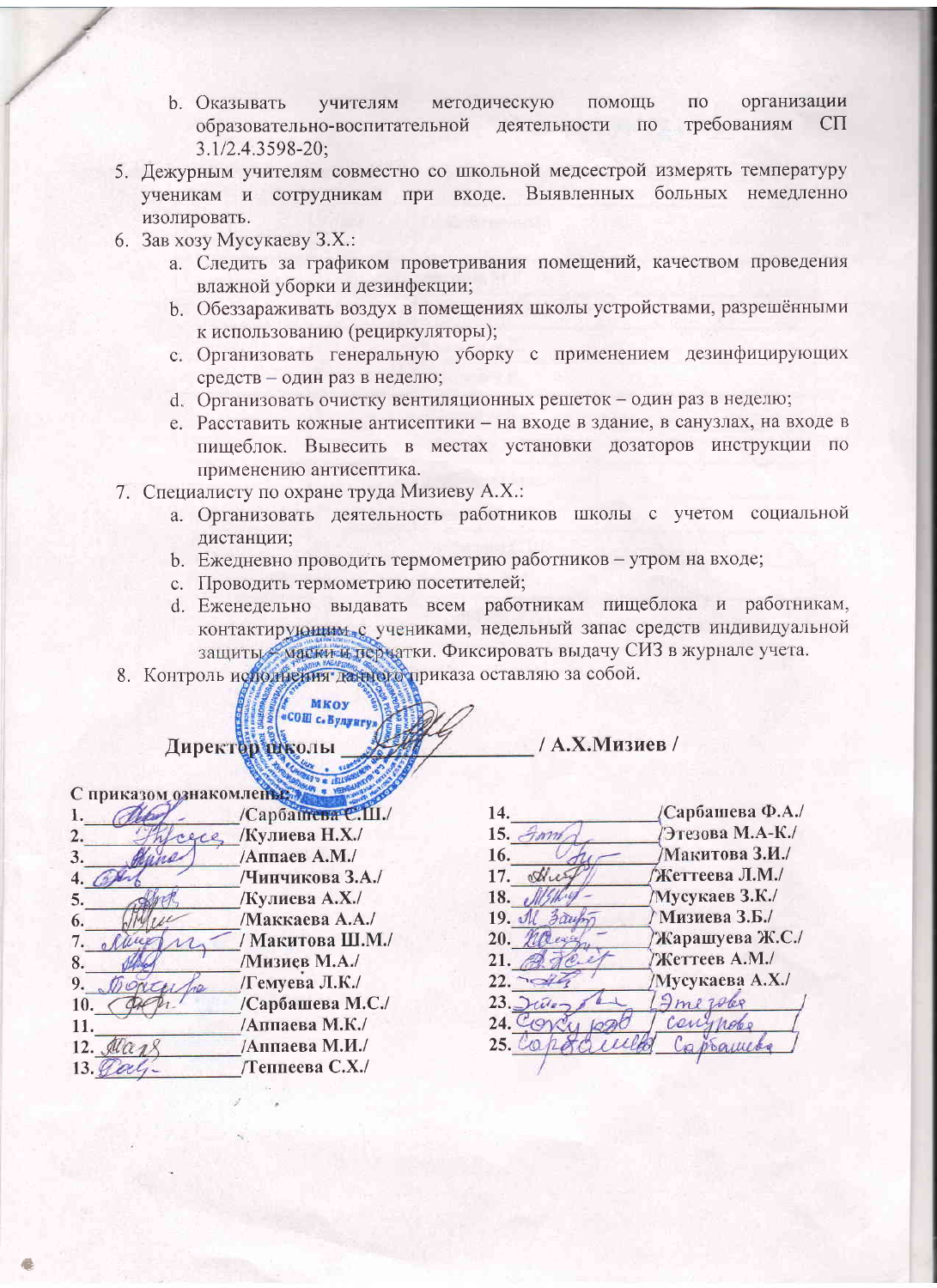b. Оказывать учителям методическую помощь по организации образовательно-воспитательной деятельности по требованиям СП 3.1/2.4.3598-20;

5. Дежурным учителям совместно со школьной медсестрой измерять температуру ученикам и сотрудникам при входе. Выявленных больных немедленно изолировать.
6. Зав хозу Мусукаеву З.Х.:
   a. Следить за графиком проветривания помещений, качеством проведения влажной уборки и дезинфекции;
   b. Обеззараживать воздух в помещениях школы устройствами, разрешёнными к использованию (рециркуляторы);
   c. Организовать генеральную уборку с применением дезинфицирующих средств – один раз в неделю;
   d. Организовать очистку вентиляционных решеток – один раз в неделю;
   e. Расставить кожные антисептики – на входе в здание, в санузлах, на входе в пищеблок. Вывесить в местах установки дозаторов инструкции по применению антисептика.
7. Специалисту по охране труда Мизиеву А.Х.:
   a. Организовать деятельность работников школы с учетом социальной дистанции;
   b. Ежедневно проводить термометрию работников – утром на входе;
   c. Проводить термометрию посетителей;
   d. Еженедельно выдавать всем работникам пищеблока и работникам, контактирующим с учениками, недельный запас средств индивидуальной защиты – маски и перчатки. Фиксировать выдачу СИЗ в журнале учета.
8. Контроль исполнения данного приказа оставляю за собой.

**Директор школы ________________ / А.Х.Мизиев /**

С приказом ознакомлены:

1. ______________/Сарбашева С.Ш./
2. ______________/Кулиева Н.Х./
3. ______________/Аппаев А.М./
4. ______________/Чинчикова З.А./
5. ______________/Кулиева А.Х./
6. ______________/Маккаева А.А./
7. ______________/ Макитова Ш.М./
8. ______________/Мизиев М.А./
9. ______________/Гемуева Л.К./
10. ______________/Сарбашева М.С./
11. ______________/Аппаева М.К./
12. ______________/Аппаева М.И./
13. ______________/Теппеева С.Х./
14. ______________/Сарбашева Ф.А./
15. ______________/Этезова М.А-К./
16. ______________/Макитова З.И./
17. ______________/Жеттеева Л.М./
18. ______________/Мусукаев З.К./
19. ______________/ Мизиева З.Б./
20. ______________/Жарашуева Ж.С./
21. ______________/Жеттеев А.М./
22. ______________/Мусукаева А.Х./
23. ______________/ Этезова /
24. ______________/ Сокурова /
25. ______________/ Сарбашева /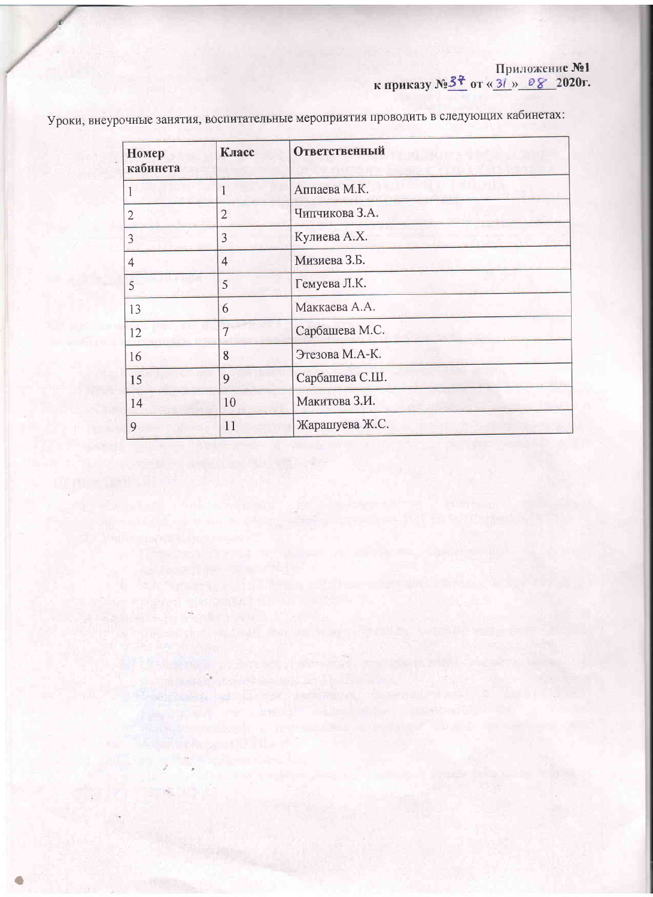Приложение №1
к приказу №37 от «31» 08 2020г.

Уроки, внеурочные занятия, воспитательные мероприятия проводить в следующих кабинетах:

| Номер кабинета | Класс | Ответственный |
|---|---|---|
| 1 | 1 | Аппаева М.К. |
| 2 | 2 | Чипчикова З.А. |
| 3 | 3 | Кулиева А.Х. |
| 4 | 4 | Мизиева З.Б. |
| 5 | 5 | Гемуева Л.К. |
| 13 | 6 | Маккаева А.А. |
| 12 | 7 | Сарбашева М.С. |
| 16 | 8 | Этезова М.А-К. |
| 15 | 9 | Сарбашева С.Ш. |
| 14 | 10 | Макитова З.И. |
| 9 | 11 | Жарашуева Ж.С. |